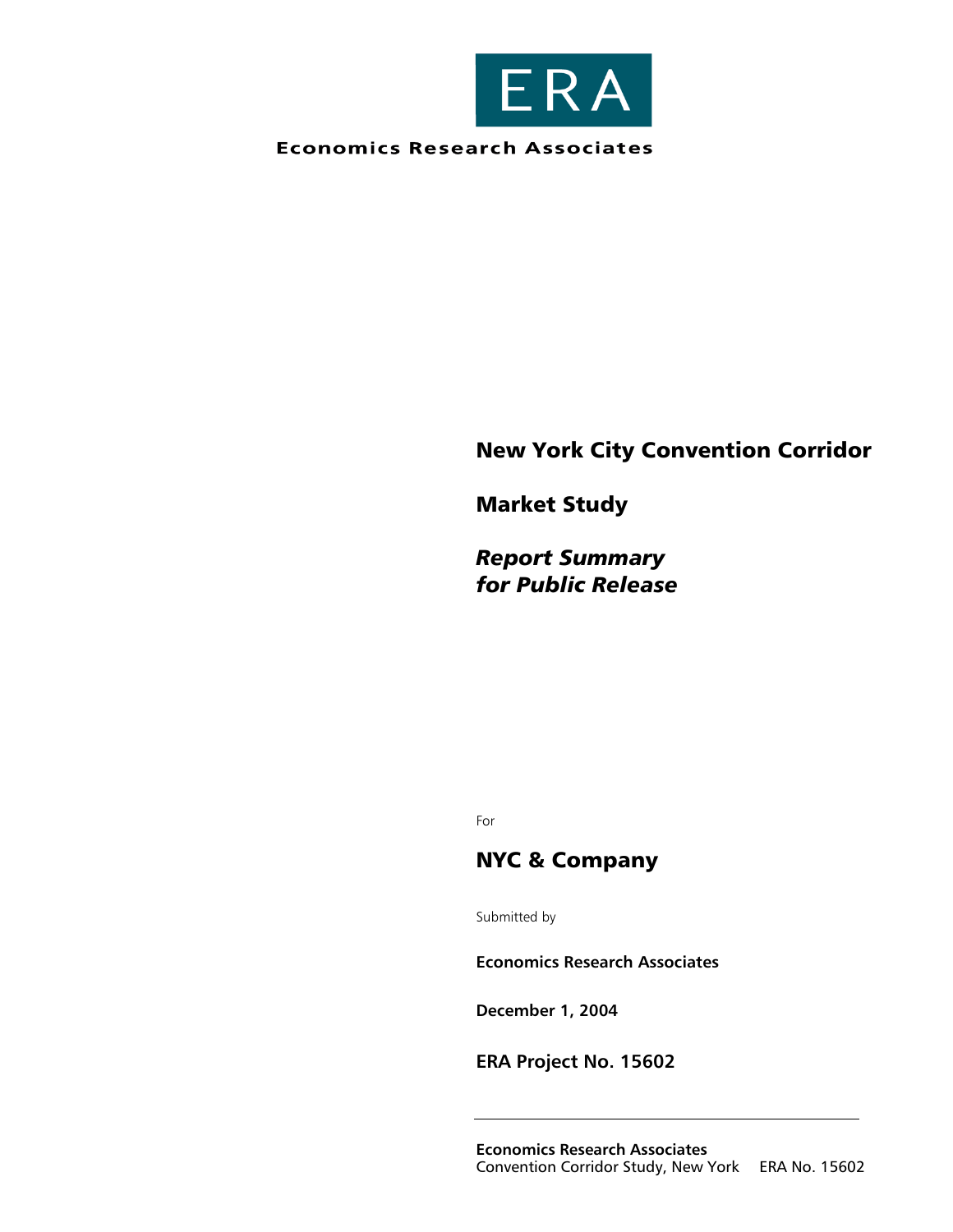**ERA**

**Economics Research Associates**

# New York City Convention Corridor

## Market Study

***Report Summary for Public Release***

For

## NYC & Company

Submitted by

**Economics Research Associates**

**December 1, 2004**

**ERA Project No. 15602**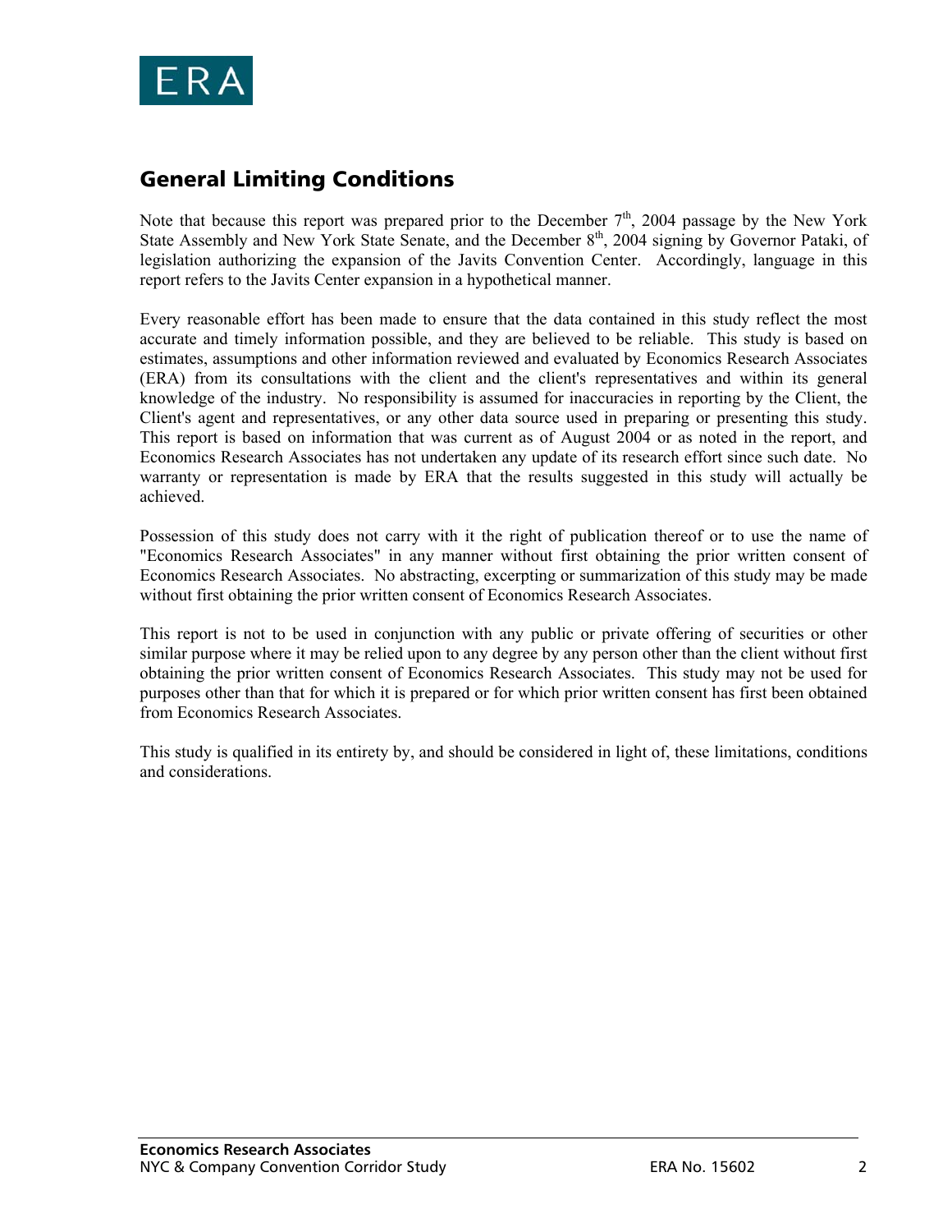## General Limiting Conditions

Note that because this report was prepared prior to the December 7th, 2004 passage by the New York State Assembly and New York State Senate, and the December 8th, 2004 signing by Governor Pataki, of legislation authorizing the expansion of the Javits Convention Center. Accordingly, language in this report refers to the Javits Center expansion in a hypothetical manner.

Every reasonable effort has been made to ensure that the data contained in this study reflect the most accurate and timely information possible, and they are believed to be reliable. This study is based on estimates, assumptions and other information reviewed and evaluated by Economics Research Associates (ERA) from its consultations with the client and the client's representatives and within its general knowledge of the industry. No responsibility is assumed for inaccuracies in reporting by the Client, the Client's agent and representatives, or any other data source used in preparing or presenting this study. This report is based on information that was current as of August 2004 or as noted in the report, and Economics Research Associates has not undertaken any update of its research effort since such date. No warranty or representation is made by ERA that the results suggested in this study will actually be achieved.

Possession of this study does not carry with it the right of publication thereof or to use the name of "Economics Research Associates" in any manner without first obtaining the prior written consent of Economics Research Associates. No abstracting, excerpting or summarization of this study may be made without first obtaining the prior written consent of Economics Research Associates.

This report is not to be used in conjunction with any public or private offering of securities or other similar purpose where it may be relied upon to any degree by any person other than the client without first obtaining the prior written consent of Economics Research Associates. This study may not be used for purposes other than that for which it is prepared or for which prior written consent has first been obtained from Economics Research Associates.

This study is qualified in its entirety by, and should be considered in light of, these limitations, conditions and considerations.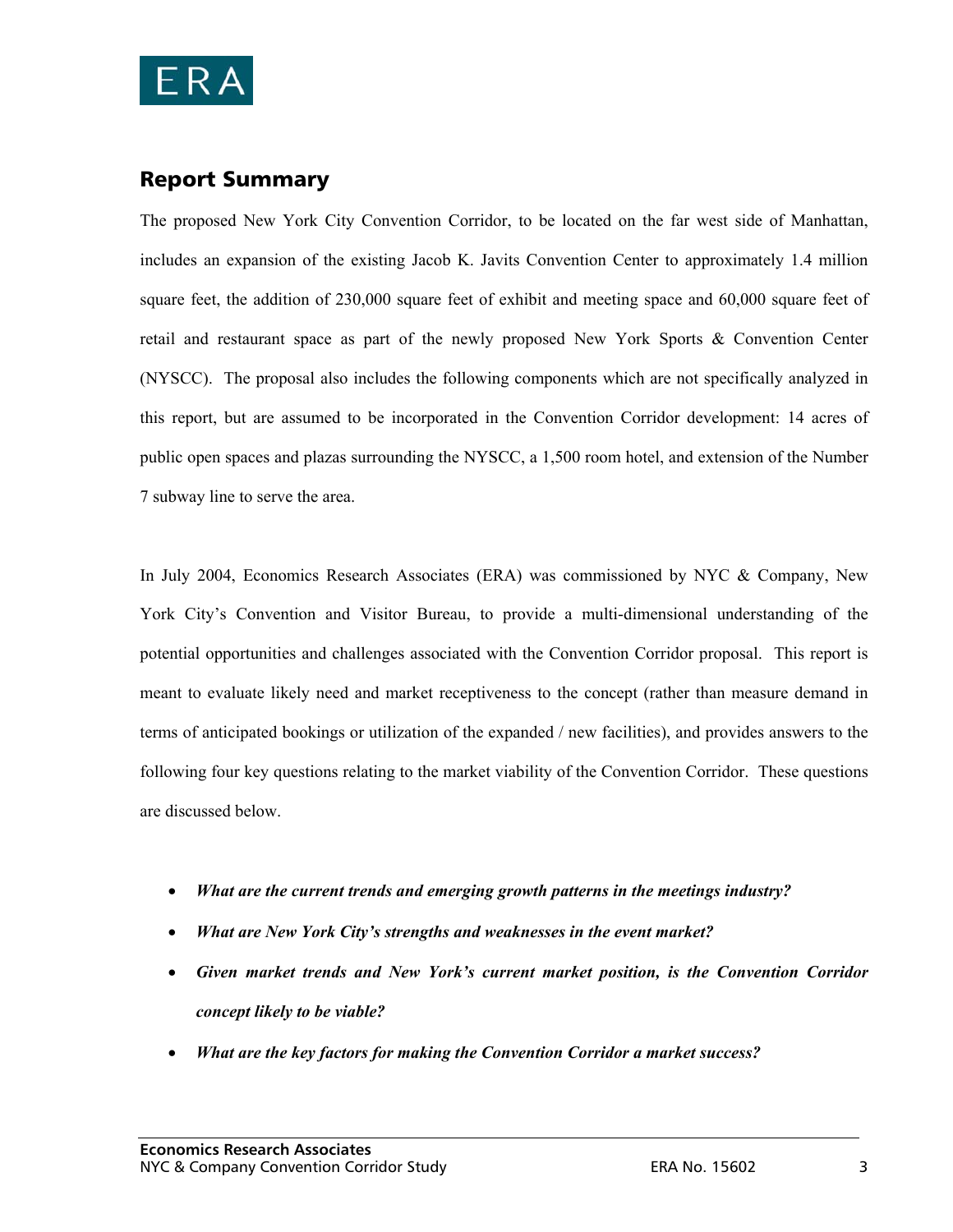## Report Summary

The proposed New York City Convention Corridor, to be located on the far west side of Manhattan, includes an expansion of the existing Jacob K. Javits Convention Center to approximately 1.4 million square feet, the addition of 230,000 square feet of exhibit and meeting space and 60,000 square feet of retail and restaurant space as part of the newly proposed New York Sports & Convention Center (NYSCC). The proposal also includes the following components which are not specifically analyzed in this report, but are assumed to be incorporated in the Convention Corridor development: 14 acres of public open spaces and plazas surrounding the NYSCC, a 1,500 room hotel, and extension of the Number 7 subway line to serve the area.

In July 2004, Economics Research Associates (ERA) was commissioned by NYC & Company, New York City's Convention and Visitor Bureau, to provide a multi-dimensional understanding of the potential opportunities and challenges associated with the Convention Corridor proposal. This report is meant to evaluate likely need and market receptiveness to the concept (rather than measure demand in terms of anticipated bookings or utilization of the expanded / new facilities), and provides answers to the following four key questions relating to the market viability of the Convention Corridor. These questions are discussed below.

- ***What are the current trends and emerging growth patterns in the meetings industry?***
- ***What are New York City's strengths and weaknesses in the event market?***
- ***Given market trends and New York's current market position, is the Convention Corridor concept likely to be viable?***
- ***What are the key factors for making the Convention Corridor a market success?***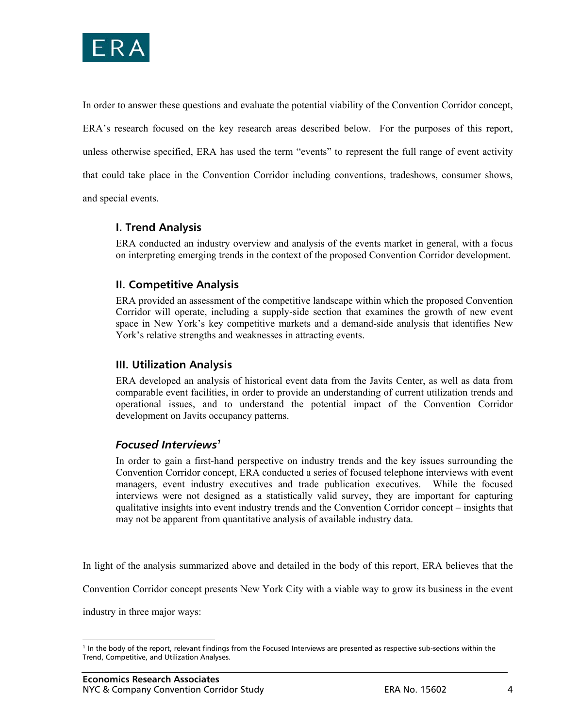In order to answer these questions and evaluate the potential viability of the Convention Corridor concept, ERA's research focused on the key research areas described below. For the purposes of this report, unless otherwise specified, ERA has used the term "events" to represent the full range of event activity that could take place in the Convention Corridor including conventions, tradeshows, consumer shows, and special events.

### I. Trend Analysis

ERA conducted an industry overview and analysis of the events market in general, with a focus on interpreting emerging trends in the context of the proposed Convention Corridor development.

### II. Competitive Analysis

ERA provided an assessment of the competitive landscape within which the proposed Convention Corridor will operate, including a supply-side section that examines the growth of new event space in New York's key competitive markets and a demand-side analysis that identifies New York's relative strengths and weaknesses in attracting events.

### III. Utilization Analysis

ERA developed an analysis of historical event data from the Javits Center, as well as data from comparable event facilities, in order to provide an understanding of current utilization trends and operational issues, and to understand the potential impact of the Convention Corridor development on Javits occupancy patterns.

### *Focused Interviews*[1]

In order to gain a first-hand perspective on industry trends and the key issues surrounding the Convention Corridor concept, ERA conducted a series of focused telephone interviews with event managers, event industry executives and trade publication executives. While the focused interviews were not designed as a statistically valid survey, they are important for capturing qualitative insights into event industry trends and the Convention Corridor concept – insights that may not be apparent from quantitative analysis of available industry data.

In light of the analysis summarized above and detailed in the body of this report, ERA believes that the Convention Corridor concept presents New York City with a viable way to grow its business in the event industry in three major ways:

[1] In the body of the report, relevant findings from the Focused Interviews are presented as respective sub-sections within the Trend, Competitive, and Utilization Analyses.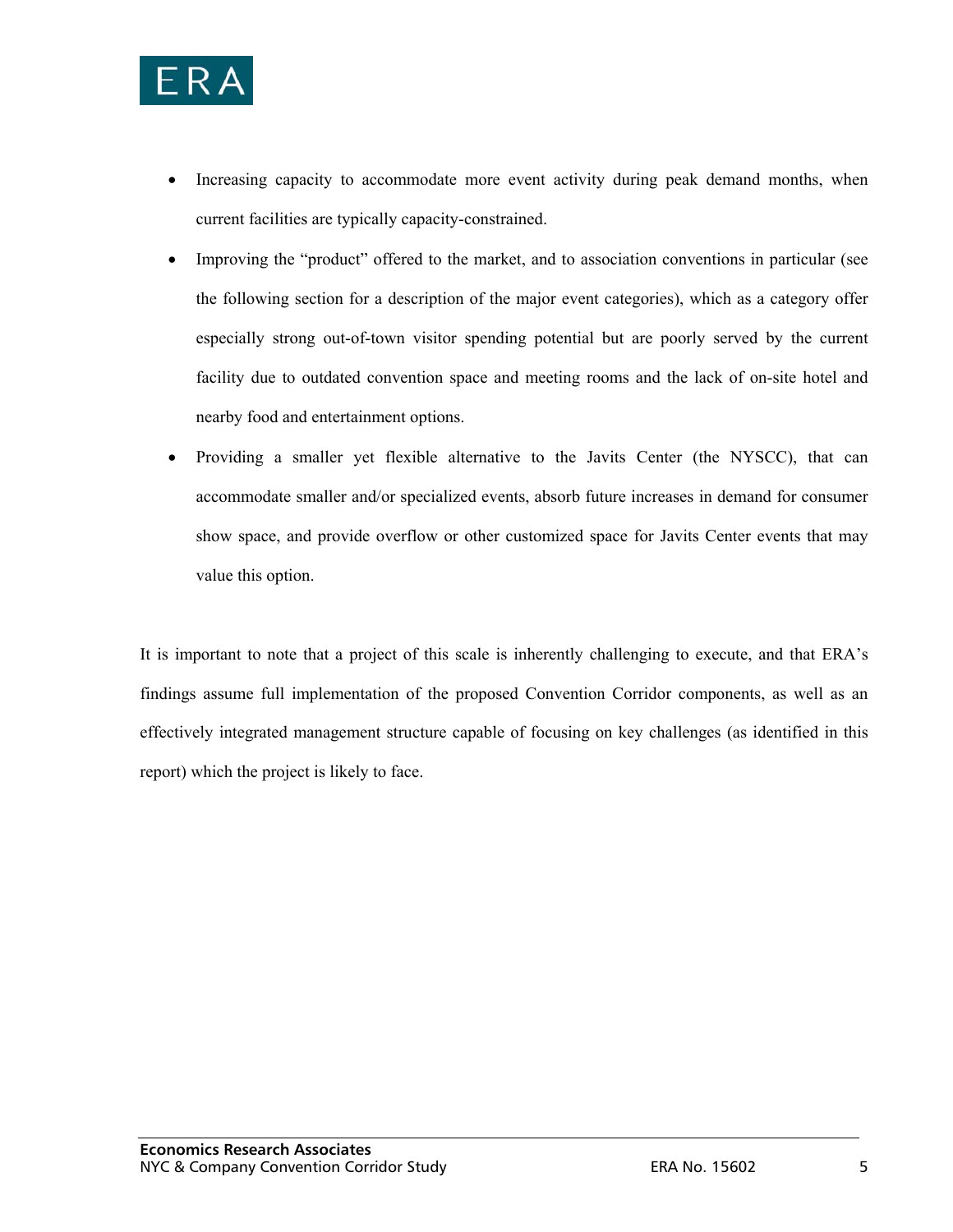- Increasing capacity to accommodate more event activity during peak demand months, when current facilities are typically capacity-constrained.
- Improving the "product" offered to the market, and to association conventions in particular (see the following section for a description of the major event categories), which as a category offer especially strong out-of-town visitor spending potential but are poorly served by the current facility due to outdated convention space and meeting rooms and the lack of on-site hotel and nearby food and entertainment options.
- Providing a smaller yet flexible alternative to the Javits Center (the NYSCC), that can accommodate smaller and/or specialized events, absorb future increases in demand for consumer show space, and provide overflow or other customized space for Javits Center events that may value this option.

It is important to note that a project of this scale is inherently challenging to execute, and that ERA's findings assume full implementation of the proposed Convention Corridor components, as well as an effectively integrated management structure capable of focusing on key challenges (as identified in this report) which the project is likely to face.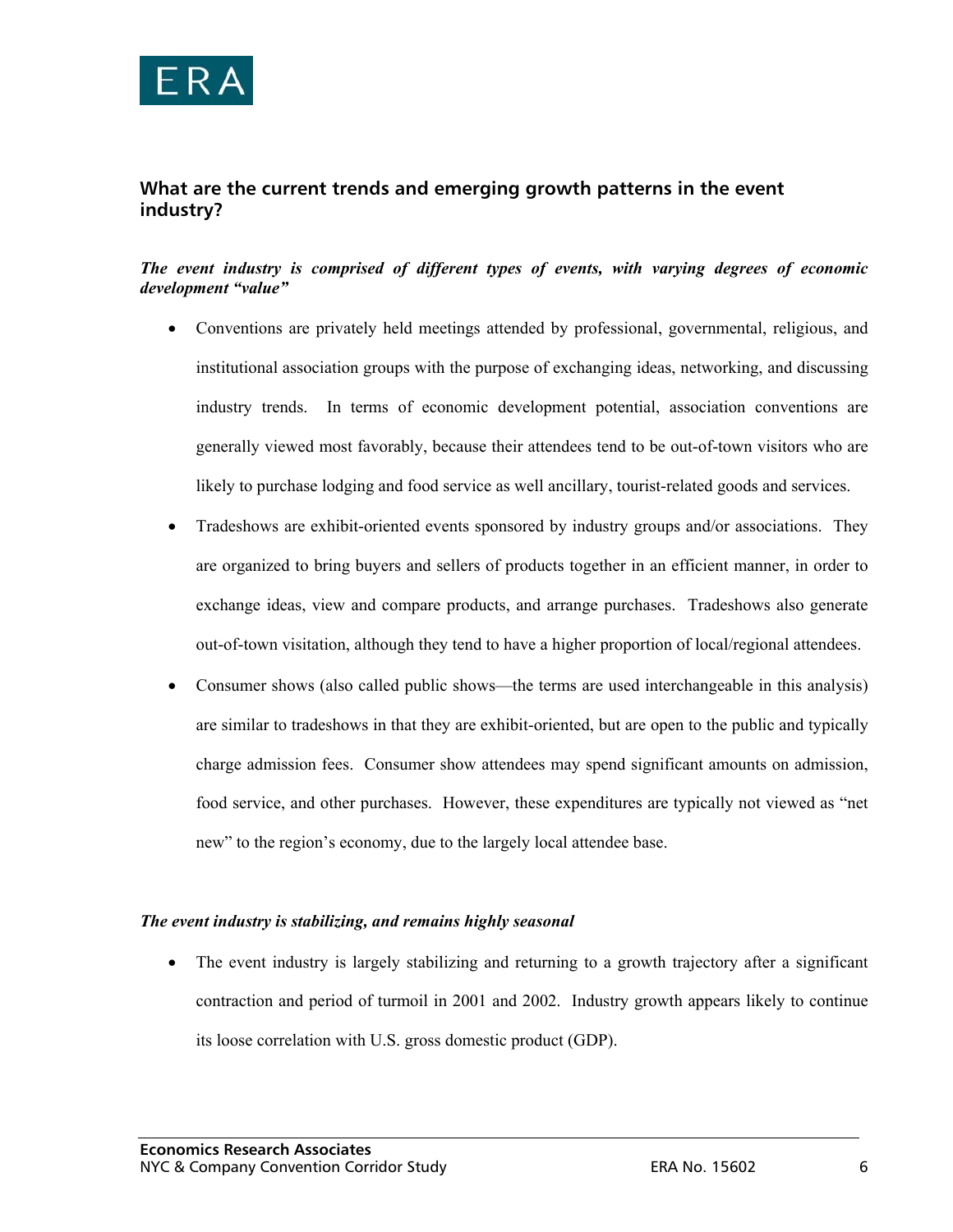## What are the current trends and emerging growth patterns in the event industry?

***The event industry is comprised of different types of events, with varying degrees of economic development "value"***

- Conventions are privately held meetings attended by professional, governmental, religious, and institutional association groups with the purpose of exchanging ideas, networking, and discussing industry trends. In terms of economic development potential, association conventions are generally viewed most favorably, because their attendees tend to be out-of-town visitors who are likely to purchase lodging and food service as well ancillary, tourist-related goods and services.
- Tradeshows are exhibit-oriented events sponsored by industry groups and/or associations. They are organized to bring buyers and sellers of products together in an efficient manner, in order to exchange ideas, view and compare products, and arrange purchases. Tradeshows also generate out-of-town visitation, although they tend to have a higher proportion of local/regional attendees.
- Consumer shows (also called public shows—the terms are used interchangeable in this analysis) are similar to tradeshows in that they are exhibit-oriented, but are open to the public and typically charge admission fees. Consumer show attendees may spend significant amounts on admission, food service, and other purchases. However, these expenditures are typically not viewed as "net new" to the region's economy, due to the largely local attendee base.

***The event industry is stabilizing, and remains highly seasonal***

- The event industry is largely stabilizing and returning to a growth trajectory after a significant contraction and period of turmoil in 2001 and 2002. Industry growth appears likely to continue its loose correlation with U.S. gross domestic product (GDP).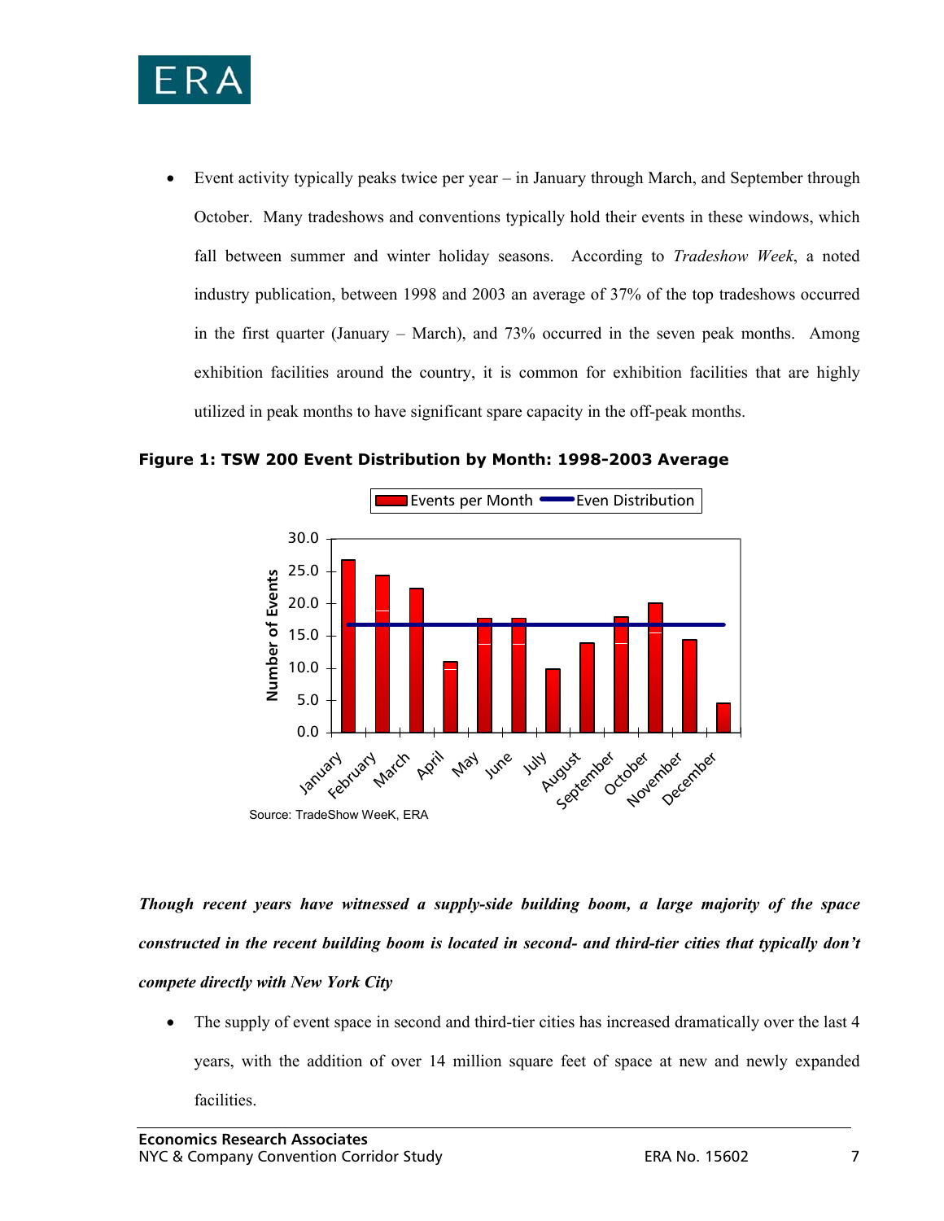- Event activity typically peaks twice per year – in January through March, and September through October. Many tradeshows and conventions typically hold their events in these windows, which fall between summer and winter holiday seasons. According to *Tradeshow Week*, a noted industry publication, between 1998 and 2003 an average of 37% of the top tradeshows occurred in the first quarter (January – March), and 73% occurred in the seven peak months. Among exhibition facilities around the country, it is common for exhibition facilities that are highly utilized in peak months to have significant spare capacity in the off-peak months.

**Figure 1: TSW 200 Event Distribution by Month: 1998-2003 Average**

Source: TradeShow WeeK, ERA

***Though recent years have witnessed a supply-side building boom, a large majority of the space constructed in the recent building boom is located in second- and third-tier cities that typically don't compete directly with New York City***

- The supply of event space in second and third-tier cities has increased dramatically over the last 4 years, with the addition of over 14 million square feet of space at new and newly expanded facilities.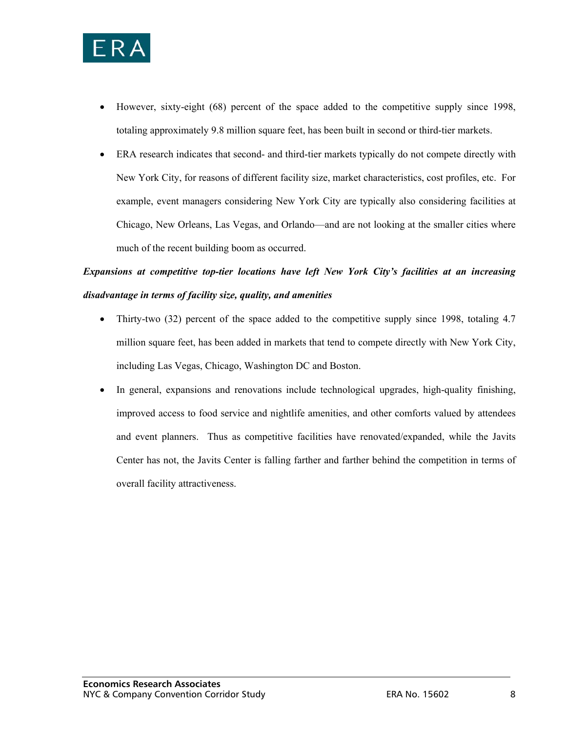- However, sixty-eight (68) percent of the space added to the competitive supply since 1998, totaling approximately 9.8 million square feet, has been built in second or third-tier markets.
- ERA research indicates that second- and third-tier markets typically do not compete directly with New York City, for reasons of different facility size, market characteristics, cost profiles, etc. For example, event managers considering New York City are typically also considering facilities at Chicago, New Orleans, Las Vegas, and Orlando—and are not looking at the smaller cities where much of the recent building boom as occurred.

***Expansions at competitive top-tier locations have left New York City's facilities at an increasing disadvantage in terms of facility size, quality, and amenities***

- Thirty-two (32) percent of the space added to the competitive supply since 1998, totaling 4.7 million square feet, has been added in markets that tend to compete directly with New York City, including Las Vegas, Chicago, Washington DC and Boston.
- In general, expansions and renovations include technological upgrades, high-quality finishing, improved access to food service and nightlife amenities, and other comforts valued by attendees and event planners. Thus as competitive facilities have renovated/expanded, while the Javits Center has not, the Javits Center is falling farther and farther behind the competition in terms of overall facility attractiveness.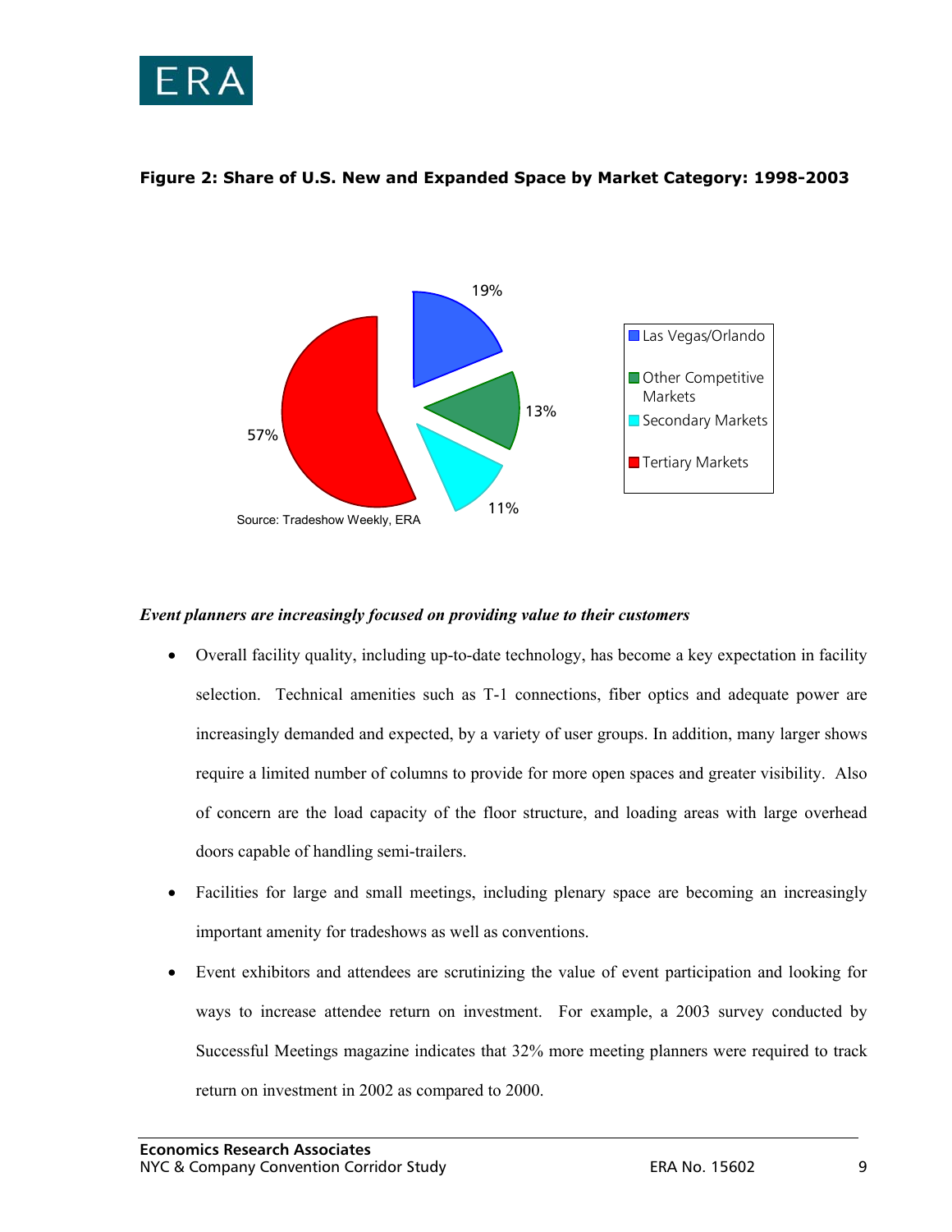**Figure 2: Share of U.S. New and Expanded Space by Market Category: 1998-2003**

| Market Category | Share |
| --- | --- |
| Las Vegas/Orlando | 19% |
| Other Competitive Markets | 13% |
| Secondary Markets | 11% |
| Tertiary Markets | 57% |

Source: Tradeshow Weekly, ERA

***Event planners are increasingly focused on providing value to their customers***

- Overall facility quality, including up-to-date technology, has become a key expectation in facility selection. Technical amenities such as T-1 connections, fiber optics and adequate power are increasingly demanded and expected, by a variety of user groups. In addition, many larger shows require a limited number of columns to provide for more open spaces and greater visibility. Also of concern are the load capacity of the floor structure, and loading areas with large overhead doors capable of handling semi-trailers.
- Facilities for large and small meetings, including plenary space are becoming an increasingly important amenity for tradeshows as well as conventions.
- Event exhibitors and attendees are scrutinizing the value of event participation and looking for ways to increase attendee return on investment. For example, a 2003 survey conducted by Successful Meetings magazine indicates that 32% more meeting planners were required to track return on investment in 2002 as compared to 2000.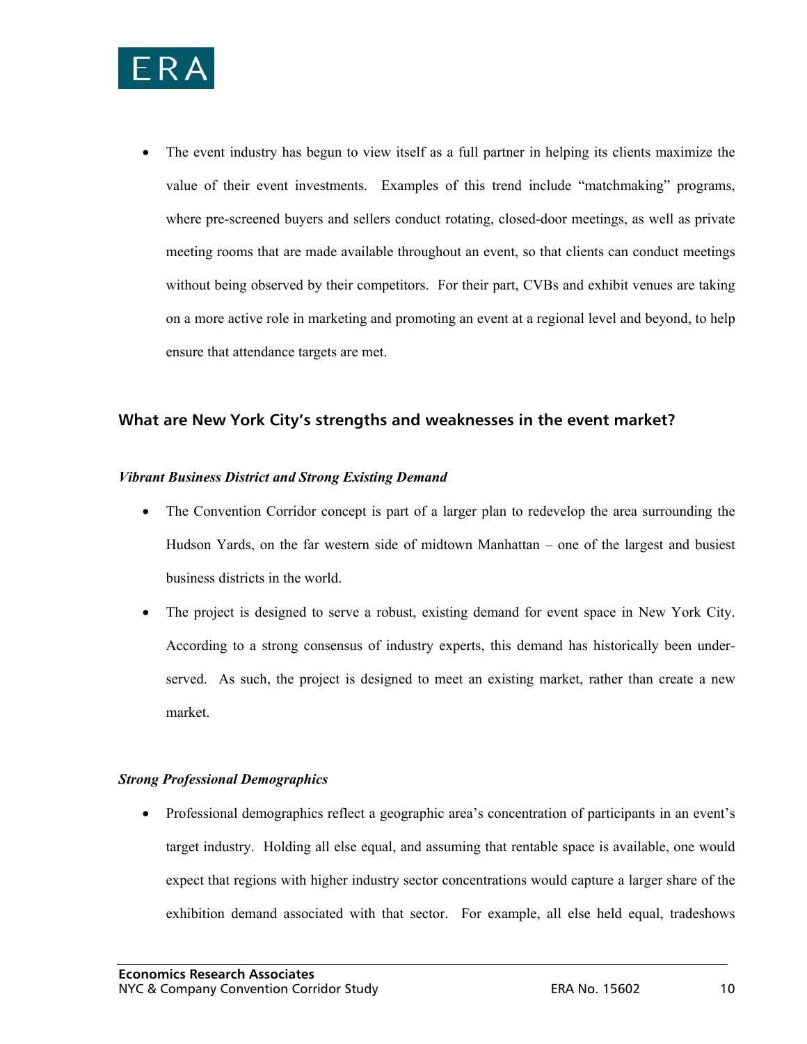- The event industry has begun to view itself as a full partner in helping its clients maximize the value of their event investments. Examples of this trend include "matchmaking" programs, where pre-screened buyers and sellers conduct rotating, closed-door meetings, as well as private meeting rooms that are made available throughout an event, so that clients can conduct meetings without being observed by their competitors. For their part, CVBs and exhibit venues are taking on a more active role in marketing and promoting an event at a regional level and beyond, to help ensure that attendance targets are met.

## What are New York City's strengths and weaknesses in the event market?

***Vibrant Business District and Strong Existing Demand***

- The Convention Corridor concept is part of a larger plan to redevelop the area surrounding the Hudson Yards, on the far western side of midtown Manhattan – one of the largest and busiest business districts in the world.
- The project is designed to serve a robust, existing demand for event space in New York City. According to a strong consensus of industry experts, this demand has historically been under-served. As such, the project is designed to meet an existing market, rather than create a new market.

***Strong Professional Demographics***

- Professional demographics reflect a geographic area's concentration of participants in an event's target industry. Holding all else equal, and assuming that rentable space is available, one would expect that regions with higher industry sector concentrations would capture a larger share of the exhibition demand associated with that sector. For example, all else held equal, tradeshows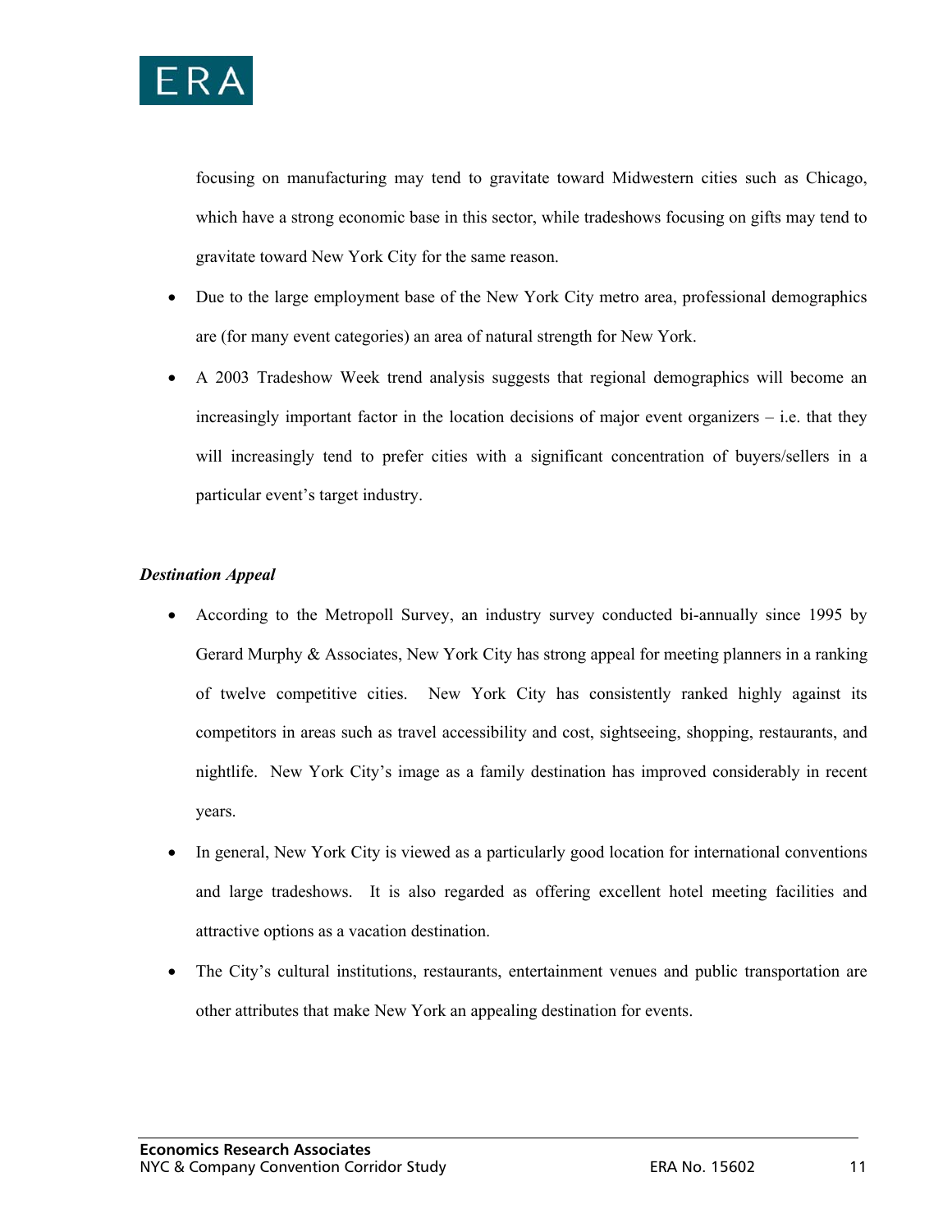focusing on manufacturing may tend to gravitate toward Midwestern cities such as Chicago, which have a strong economic base in this sector, while tradeshows focusing on gifts may tend to gravitate toward New York City for the same reason.

- Due to the large employment base of the New York City metro area, professional demographics are (for many event categories) an area of natural strength for New York.
- A 2003 Tradeshow Week trend analysis suggests that regional demographics will become an increasingly important factor in the location decisions of major event organizers – i.e. that they will increasingly tend to prefer cities with a significant concentration of buyers/sellers in a particular event's target industry.

***Destination Appeal***

- According to the Metropoll Survey, an industry survey conducted bi-annually since 1995 by Gerard Murphy & Associates, New York City has strong appeal for meeting planners in a ranking of twelve competitive cities. New York City has consistently ranked highly against its competitors in areas such as travel accessibility and cost, sightseeing, shopping, restaurants, and nightlife. New York City's image as a family destination has improved considerably in recent years.
- In general, New York City is viewed as a particularly good location for international conventions and large tradeshows. It is also regarded as offering excellent hotel meeting facilities and attractive options as a vacation destination.
- The City's cultural institutions, restaurants, entertainment venues and public transportation are other attributes that make New York an appealing destination for events.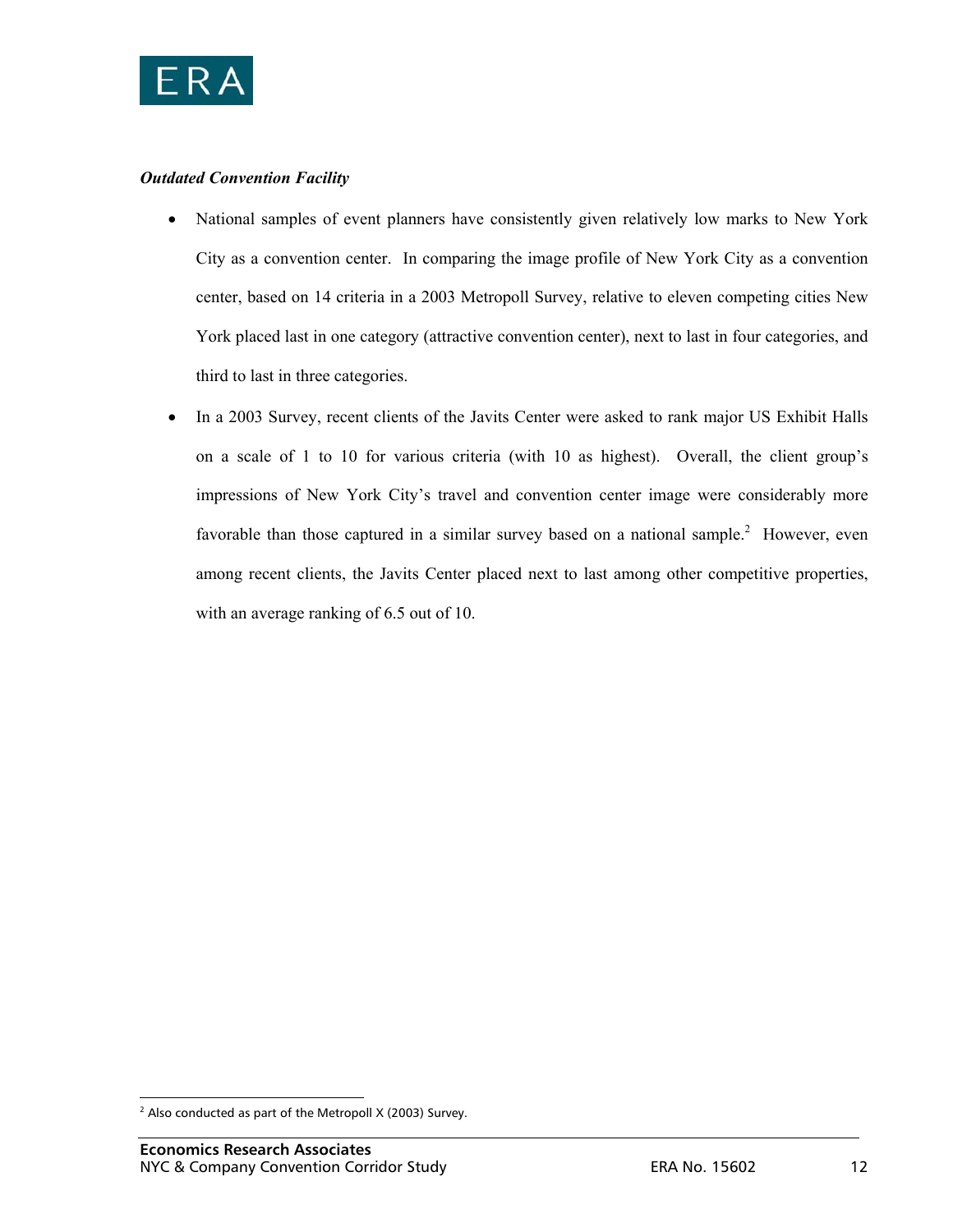***Outdated Convention Facility***

- National samples of event planners have consistently given relatively low marks to New York City as a convention center. In comparing the image profile of New York City as a convention center, based on 14 criteria in a 2003 Metropoll Survey, relative to eleven competing cities New York placed last in one category (attractive convention center), next to last in four categories, and third to last in three categories.
- In a 2003 Survey, recent clients of the Javits Center were asked to rank major US Exhibit Halls on a scale of 1 to 10 for various criteria (with 10 as highest). Overall, the client group's impressions of New York City's travel and convention center image were considerably more favorable than those captured in a similar survey based on a national sample.[2] However, even among recent clients, the Javits Center placed next to last among other competitive properties, with an average ranking of 6.5 out of 10.

[2] Also conducted as part of the Metropoll X (2003) Survey.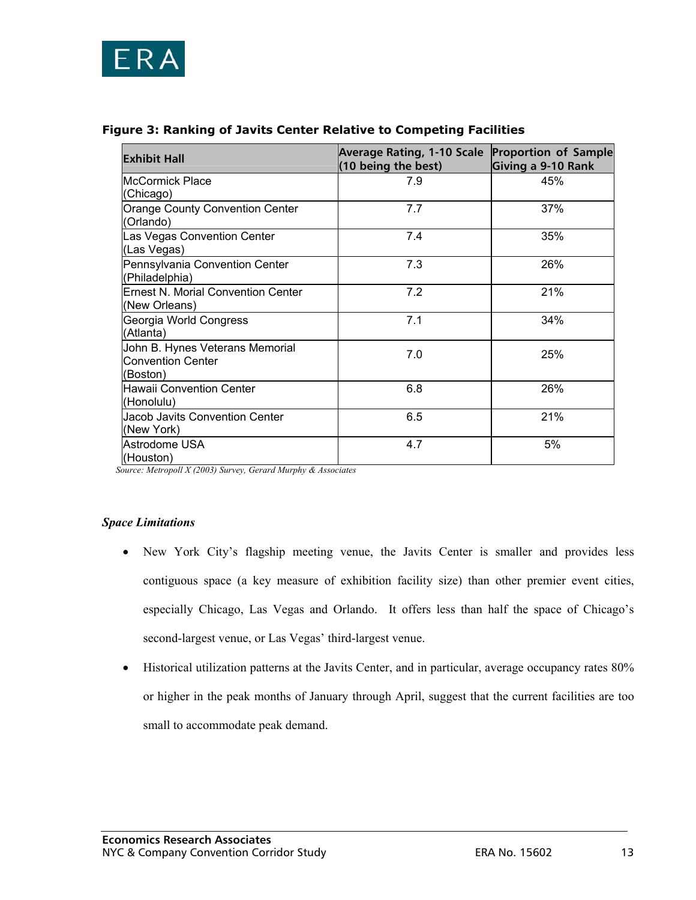**Figure 3: Ranking of Javits Center Relative to Competing Facilities**

| Exhibit Hall | Average Rating, 1-10 Scale (10 being the best) | Proportion of Sample Giving a 9-10 Rank |
|---|---|---|
| McCormick Place (Chicago) | 7.9 | 45% |
| Orange County Convention Center (Orlando) | 7.7 | 37% |
| Las Vegas Convention Center (Las Vegas) | 7.4 | 35% |
| Pennsylvania Convention Center (Philadelphia) | 7.3 | 26% |
| Ernest N. Morial Convention Center (New Orleans) | 7.2 | 21% |
| Georgia World Congress (Atlanta) | 7.1 | 34% |
| John B. Hynes Veterans Memorial Convention Center (Boston) | 7.0 | 25% |
| Hawaii Convention Center (Honolulu) | 6.8 | 26% |
| Jacob Javits Convention Center (New York) | 6.5 | 21% |
| Astrodome USA (Houston) | 4.7 | 5% |

*Source: Metropoll X (2003) Survey, Gerard Murphy & Associates*

***Space Limitations***

- New York City's flagship meeting venue, the Javits Center is smaller and provides less contiguous space (a key measure of exhibition facility size) than other premier event cities, especially Chicago, Las Vegas and Orlando. It offers less than half the space of Chicago's second-largest venue, or Las Vegas' third-largest venue.
- Historical utilization patterns at the Javits Center, and in particular, average occupancy rates 80% or higher in the peak months of January through April, suggest that the current facilities are too small to accommodate peak demand.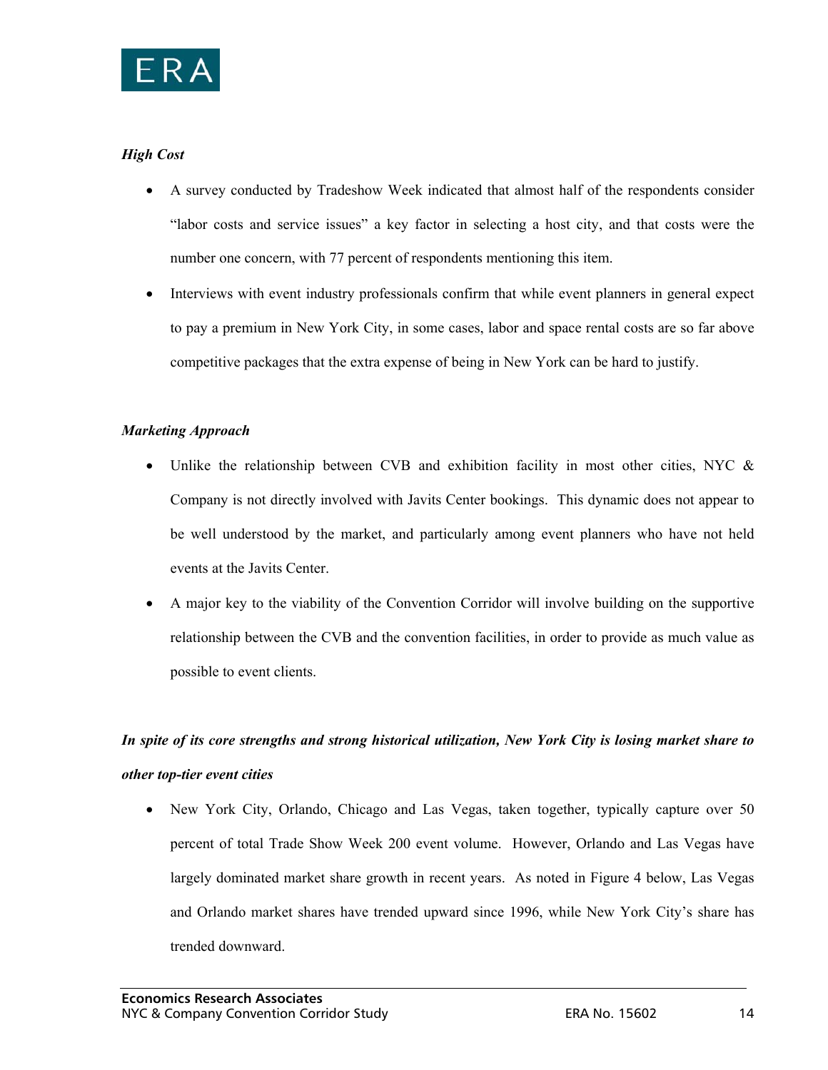***High Cost***

- A survey conducted by Tradeshow Week indicated that almost half of the respondents consider "labor costs and service issues" a key factor in selecting a host city, and that costs were the number one concern, with 77 percent of respondents mentioning this item.
- Interviews with event industry professionals confirm that while event planners in general expect to pay a premium in New York City, in some cases, labor and space rental costs are so far above competitive packages that the extra expense of being in New York can be hard to justify.

***Marketing Approach***

- Unlike the relationship between CVB and exhibition facility in most other cities, NYC & Company is not directly involved with Javits Center bookings. This dynamic does not appear to be well understood by the market, and particularly among event planners who have not held events at the Javits Center.
- A major key to the viability of the Convention Corridor will involve building on the supportive relationship between the CVB and the convention facilities, in order to provide as much value as possible to event clients.

***In spite of its core strengths and strong historical utilization, New York City is losing market share to other top-tier event cities***

- New York City, Orlando, Chicago and Las Vegas, taken together, typically capture over 50 percent of total Trade Show Week 200 event volume. However, Orlando and Las Vegas have largely dominated market share growth in recent years. As noted in Figure 4 below, Las Vegas and Orlando market shares have trended upward since 1996, while New York City's share has trended downward.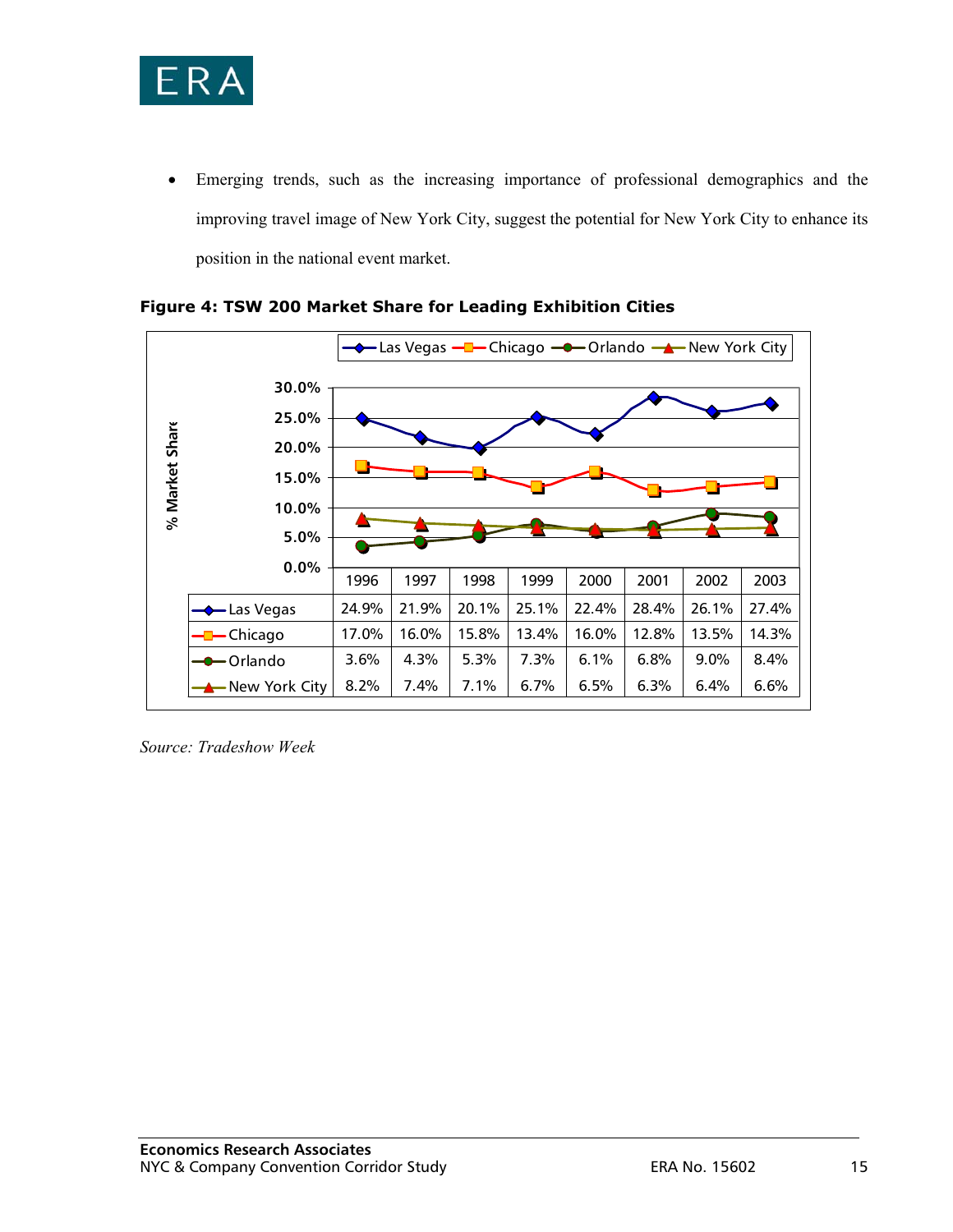- Emerging trends, such as the increasing importance of professional demographics and the improving travel image of New York City, suggest the potential for New York City to enhance its position in the national event market.

**Figure 4: TSW 200 Market Share for Leading Exhibition Cities**

| | 1996 | 1997 | 1998 | 1999 | 2000 | 2001 | 2002 | 2003 |
|---|---|---|---|---|---|---|---|---|
| Las Vegas | 24.9% | 21.9% | 20.1% | 25.1% | 22.4% | 28.4% | 26.1% | 27.4% |
| Chicago | 17.0% | 16.0% | 15.8% | 13.4% | 16.0% | 12.8% | 13.5% | 14.3% |
| Orlando | 3.6% | 4.3% | 5.3% | 7.3% | 6.1% | 6.8% | 9.0% | 8.4% |
| New York City | 8.2% | 7.4% | 7.1% | 6.7% | 6.5% | 6.3% | 6.4% | 6.6% |

*Source: Tradeshow Week*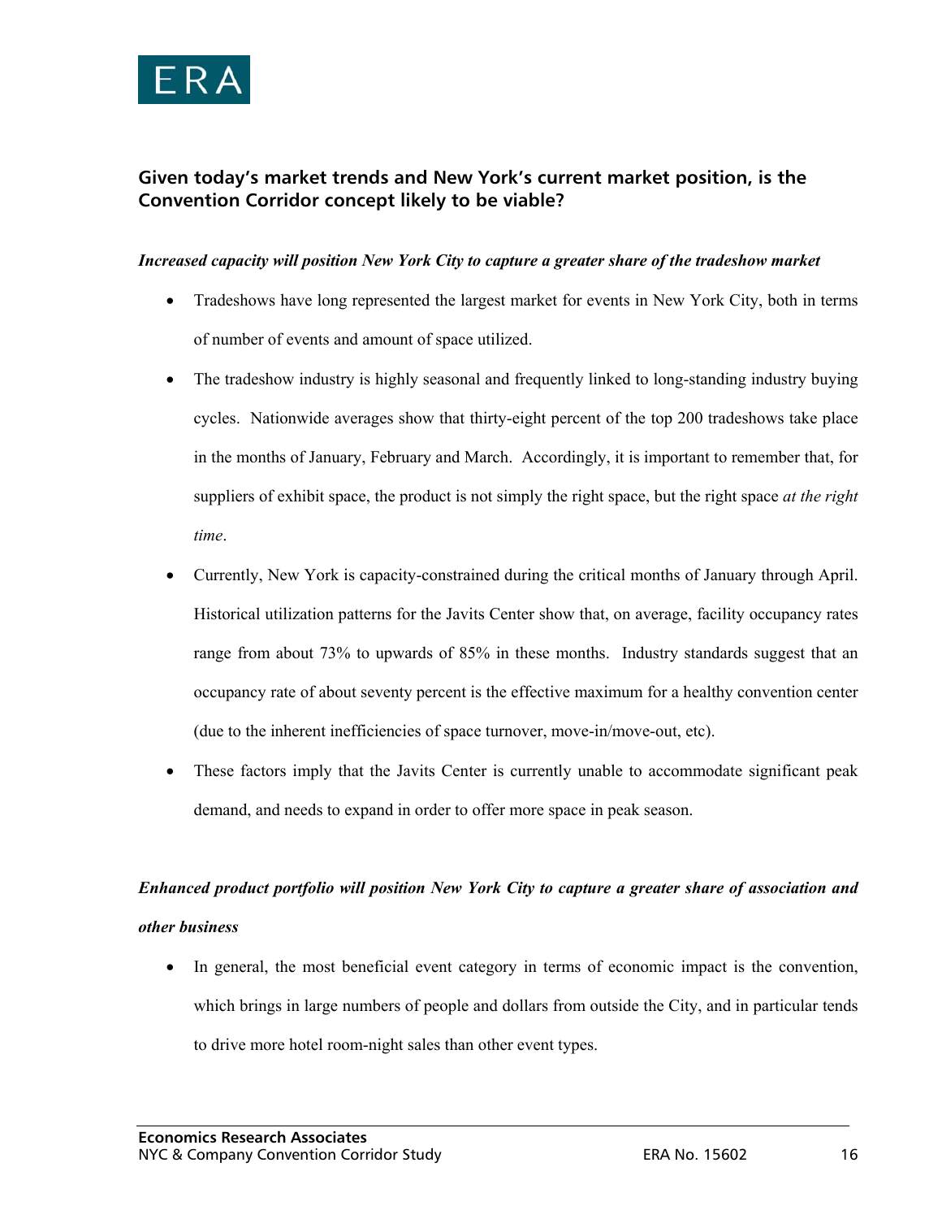## Given today's market trends and New York's current market position, is the Convention Corridor concept likely to be viable?

***Increased capacity will position New York City to capture a greater share of the tradeshow market***

- Tradeshows have long represented the largest market for events in New York City, both in terms of number of events and amount of space utilized.
- The tradeshow industry is highly seasonal and frequently linked to long-standing industry buying cycles. Nationwide averages show that thirty-eight percent of the top 200 tradeshows take place in the months of January, February and March. Accordingly, it is important to remember that, for suppliers of exhibit space, the product is not simply the right space, but the right space *at the right time*.
- Currently, New York is capacity-constrained during the critical months of January through April. Historical utilization patterns for the Javits Center show that, on average, facility occupancy rates range from about 73% to upwards of 85% in these months. Industry standards suggest that an occupancy rate of about seventy percent is the effective maximum for a healthy convention center (due to the inherent inefficiencies of space turnover, move-in/move-out, etc).
- These factors imply that the Javits Center is currently unable to accommodate significant peak demand, and needs to expand in order to offer more space in peak season.

***Enhanced product portfolio will position New York City to capture a greater share of association and other business***

- In general, the most beneficial event category in terms of economic impact is the convention, which brings in large numbers of people and dollars from outside the City, and in particular tends to drive more hotel room-night sales than other event types.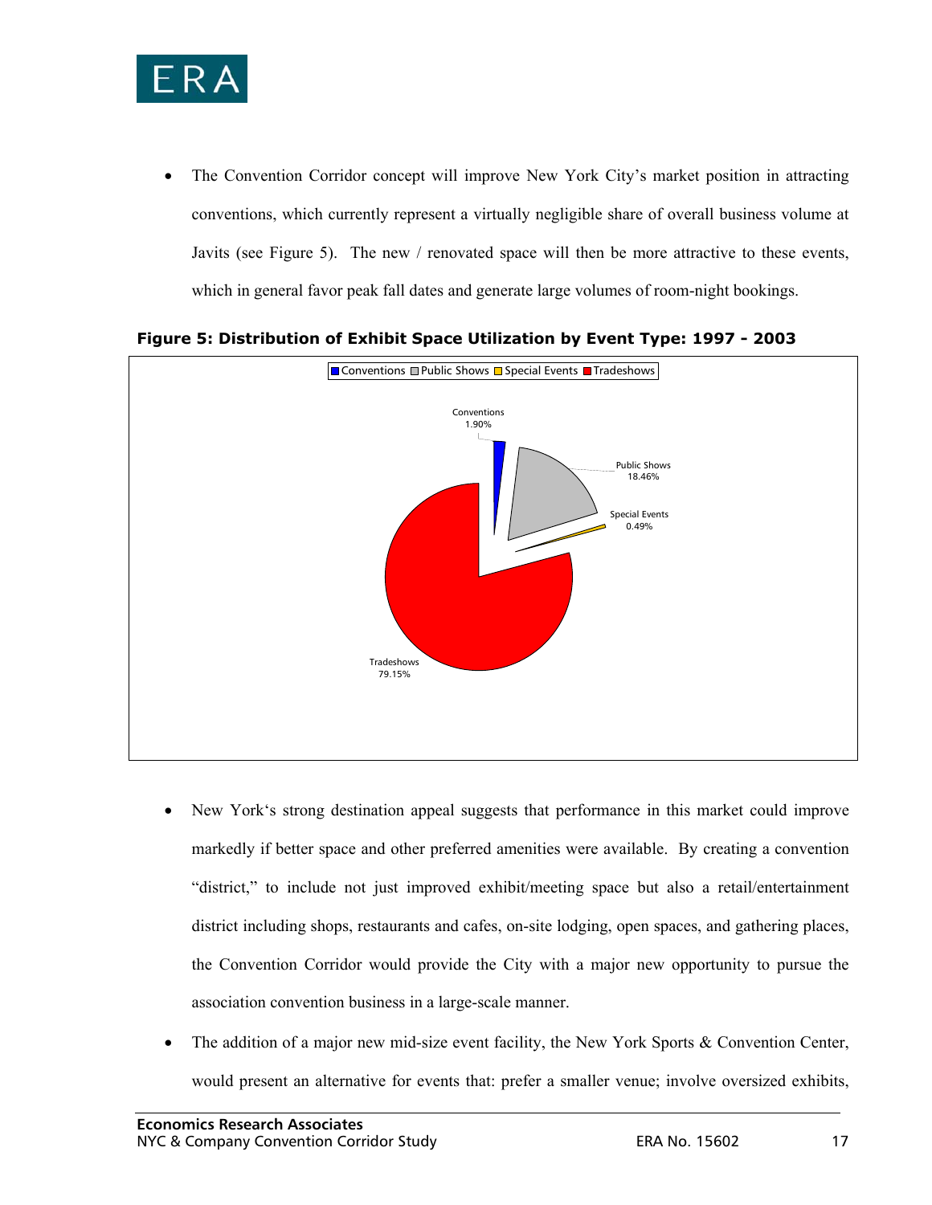- The Convention Corridor concept will improve New York City's market position in attracting conventions, which currently represent a virtually negligible share of overall business volume at Javits (see Figure 5). The new / renovated space will then be more attractive to these events, which in general favor peak fall dates and generate large volumes of room-night bookings.

**Figure 5: Distribution of Exhibit Space Utilization by Event Type: 1997 - 2003**

| Event Type | Share |
|---|---|
| Conventions | 1.90% |
| Public Shows | 18.46% |
| Special Events | 0.49% |
| Tradeshows | 79.15% |

- New York's strong destination appeal suggests that performance in this market could improve markedly if better space and other preferred amenities were available. By creating a convention "district," to include not just improved exhibit/meeting space but also a retail/entertainment district including shops, restaurants and cafes, on-site lodging, open spaces, and gathering places, the Convention Corridor would provide the City with a major new opportunity to pursue the association convention business in a large-scale manner.

- The addition of a major new mid-size event facility, the New York Sports & Convention Center, would present an alternative for events that: prefer a smaller venue; involve oversized exhibits,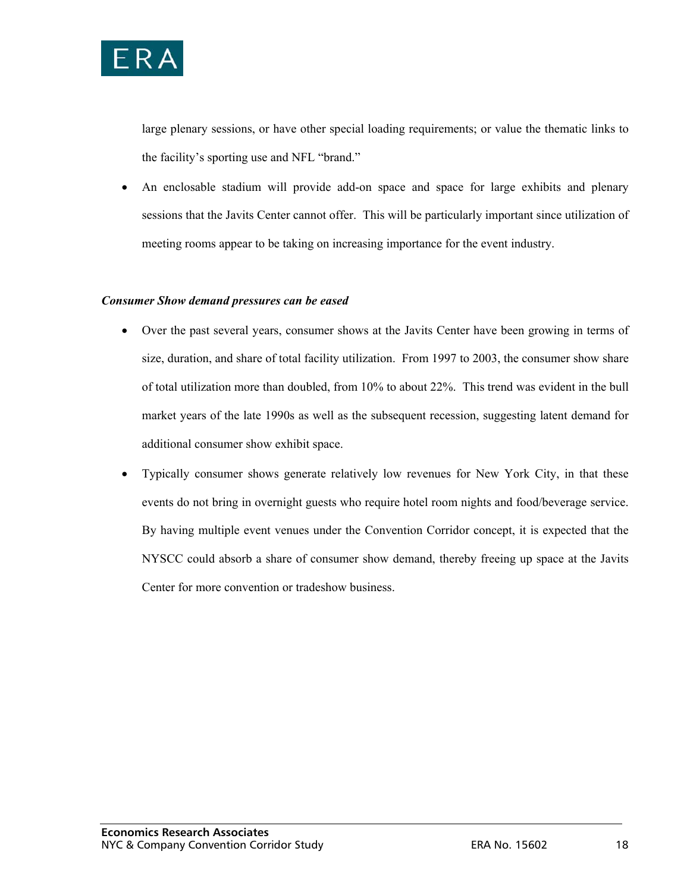large plenary sessions, or have other special loading requirements; or value the thematic links to the facility's sporting use and NFL "brand."

- An enclosable stadium will provide add-on space and space for large exhibits and plenary sessions that the Javits Center cannot offer. This will be particularly important since utilization of meeting rooms appear to be taking on increasing importance for the event industry.

***Consumer Show demand pressures can be eased***

- Over the past several years, consumer shows at the Javits Center have been growing in terms of size, duration, and share of total facility utilization. From 1997 to 2003, the consumer show share of total utilization more than doubled, from 10% to about 22%. This trend was evident in the bull market years of the late 1990s as well as the subsequent recession, suggesting latent demand for additional consumer show exhibit space.
- Typically consumer shows generate relatively low revenues for New York City, in that these events do not bring in overnight guests who require hotel room nights and food/beverage service. By having multiple event venues under the Convention Corridor concept, it is expected that the NYSCC could absorb a share of consumer show demand, thereby freeing up space at the Javits Center for more convention or tradeshow business.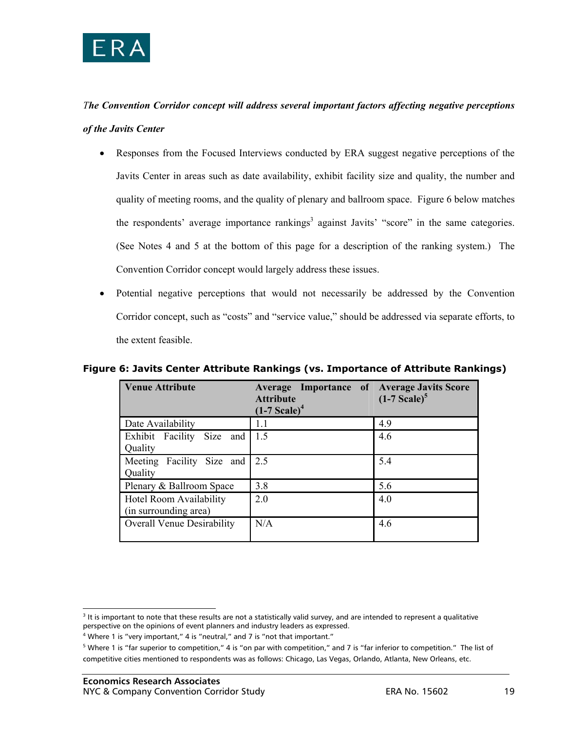***The Convention Corridor concept will address several important factors affecting negative perceptions of the Javits Center***

- Responses from the Focused Interviews conducted by ERA suggest negative perceptions of the Javits Center in areas such as date availability, exhibit facility size and quality, the number and quality of meeting rooms, and the quality of plenary and ballroom space. Figure 6 below matches the respondents' average importance rankings[3] against Javits' "score" in the same categories. (See Notes 4 and 5 at the bottom of this page for a description of the ranking system.) The Convention Corridor concept would largely address these issues.
- Potential negative perceptions that would not necessarily be addressed by the Convention Corridor concept, such as "costs" and "service value," should be addressed via separate efforts, to the extent feasible.

**Figure 6: Javits Center Attribute Rankings (vs. Importance of Attribute Rankings)**

| Venue Attribute | Average Importance of Attribute (1-7 Scale)[4] | Average Javits Score (1-7 Scale)[5] |
| --- | --- | --- |
| Date Availability | 1.1 | 4.9 |
| Exhibit Facility Size and Quality | 1.5 | 4.6 |
| Meeting Facility Size and Quality | 2.5 | 5.4 |
| Plenary & Ballroom Space | 3.8 | 5.6 |
| Hotel Room Availability (in surrounding area) | 2.0 | 4.0 |
| Overall Venue Desirability | N/A | 4.6 |

[3] It is important to note that these results are not a statistically valid survey, and are intended to represent a qualitative perspective on the opinions of event planners and industry leaders as expressed.

[4] Where 1 is "very important," 4 is "neutral," and 7 is "not that important."

[5] Where 1 is "far superior to competition," 4 is "on par with competition," and 7 is "far inferior to competition." The list of competitive cities mentioned to respondents was as follows: Chicago, Las Vegas, Orlando, Atlanta, New Orleans, etc.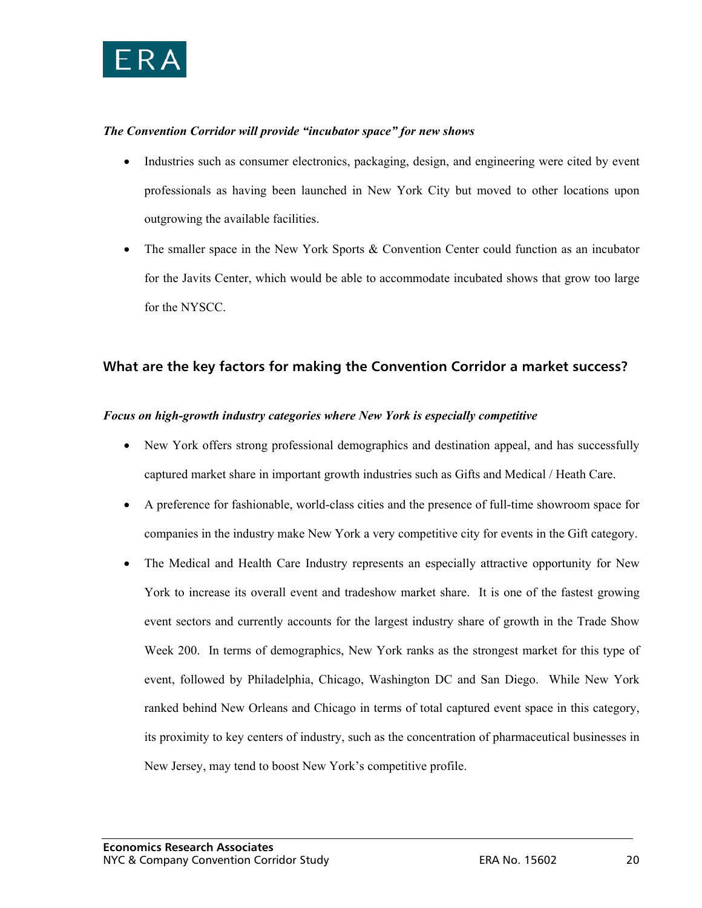***The Convention Corridor will provide "incubator space" for new shows***

- Industries such as consumer electronics, packaging, design, and engineering were cited by event professionals as having been launched in New York City but moved to other locations upon outgrowing the available facilities.
- The smaller space in the New York Sports & Convention Center could function as an incubator for the Javits Center, which would be able to accommodate incubated shows that grow too large for the NYSCC.

## What are the key factors for making the Convention Corridor a market success?

***Focus on high-growth industry categories where New York is especially competitive***

- New York offers strong professional demographics and destination appeal, and has successfully captured market share in important growth industries such as Gifts and Medical / Heath Care.
- A preference for fashionable, world-class cities and the presence of full-time showroom space for companies in the industry make New York a very competitive city for events in the Gift category.
- The Medical and Health Care Industry represents an especially attractive opportunity for New York to increase its overall event and tradeshow market share. It is one of the fastest growing event sectors and currently accounts for the largest industry share of growth in the Trade Show Week 200. In terms of demographics, New York ranks as the strongest market for this type of event, followed by Philadelphia, Chicago, Washington DC and San Diego. While New York ranked behind New Orleans and Chicago in terms of total captured event space in this category, its proximity to key centers of industry, such as the concentration of pharmaceutical businesses in New Jersey, may tend to boost New York's competitive profile.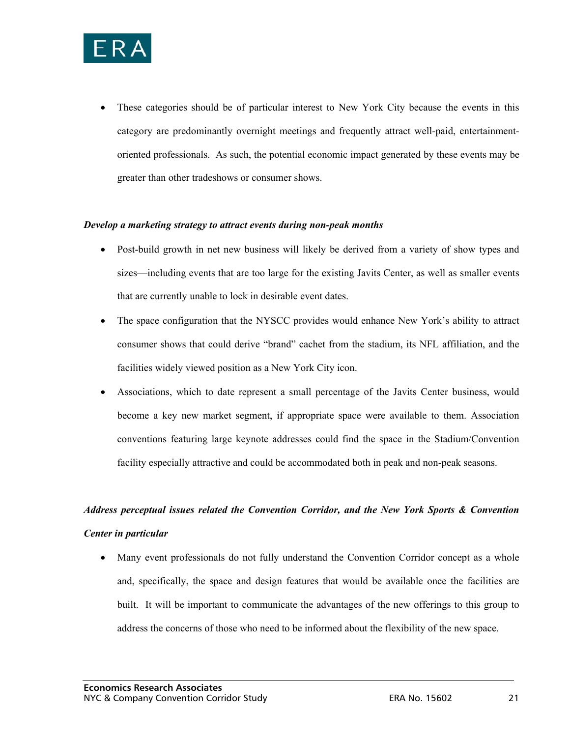- These categories should be of particular interest to New York City because the events in this category are predominantly overnight meetings and frequently attract well-paid, entertainment-oriented professionals. As such, the potential economic impact generated by these events may be greater than other tradeshows or consumer shows.

***Develop a marketing strategy to attract events during non-peak months***

- Post-build growth in net new business will likely be derived from a variety of show types and sizes—including events that are too large for the existing Javits Center, as well as smaller events that are currently unable to lock in desirable event dates.
- The space configuration that the NYSCC provides would enhance New York's ability to attract consumer shows that could derive "brand" cachet from the stadium, its NFL affiliation, and the facilities widely viewed position as a New York City icon.
- Associations, which to date represent a small percentage of the Javits Center business, would become a key new market segment, if appropriate space were available to them. Association conventions featuring large keynote addresses could find the space in the Stadium/Convention facility especially attractive and could be accommodated both in peak and non-peak seasons.

***Address perceptual issues related the Convention Corridor, and the New York Sports & Convention Center in particular***

- Many event professionals do not fully understand the Convention Corridor concept as a whole and, specifically, the space and design features that would be available once the facilities are built. It will be important to communicate the advantages of the new offerings to this group to address the concerns of those who need to be informed about the flexibility of the new space.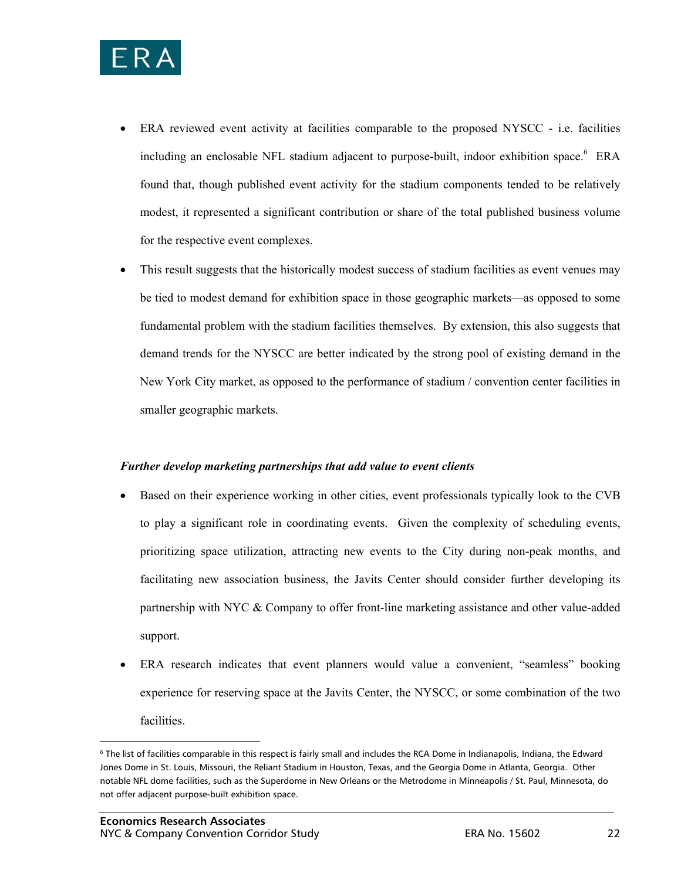- ERA reviewed event activity at facilities comparable to the proposed NYSCC - i.e. facilities including an enclosable NFL stadium adjacent to purpose-built, indoor exhibition space.[6] ERA found that, though published event activity for the stadium components tended to be relatively modest, it represented a significant contribution or share of the total published business volume for the respective event complexes.
- This result suggests that the historically modest success of stadium facilities as event venues may be tied to modest demand for exhibition space in those geographic markets—as opposed to some fundamental problem with the stadium facilities themselves. By extension, this also suggests that demand trends for the NYSCC are better indicated by the strong pool of existing demand in the New York City market, as opposed to the performance of stadium / convention center facilities in smaller geographic markets.

***Further develop marketing partnerships that add value to event clients***

- Based on their experience working in other cities, event professionals typically look to the CVB to play a significant role in coordinating events. Given the complexity of scheduling events, prioritizing space utilization, attracting new events to the City during non-peak months, and facilitating new association business, the Javits Center should consider further developing its partnership with NYC & Company to offer front-line marketing assistance and other value-added support.
- ERA research indicates that event planners would value a convenient, "seamless" booking experience for reserving space at the Javits Center, the NYSCC, or some combination of the two facilities.

[6] The list of facilities comparable in this respect is fairly small and includes the RCA Dome in Indianapolis, Indiana, the Edward Jones Dome in St. Louis, Missouri, the Reliant Stadium in Houston, Texas, and the Georgia Dome in Atlanta, Georgia. Other notable NFL dome facilities, such as the Superdome in New Orleans or the Metrodome in Minneapolis / St. Paul, Minnesota, do not offer adjacent purpose-built exhibition space.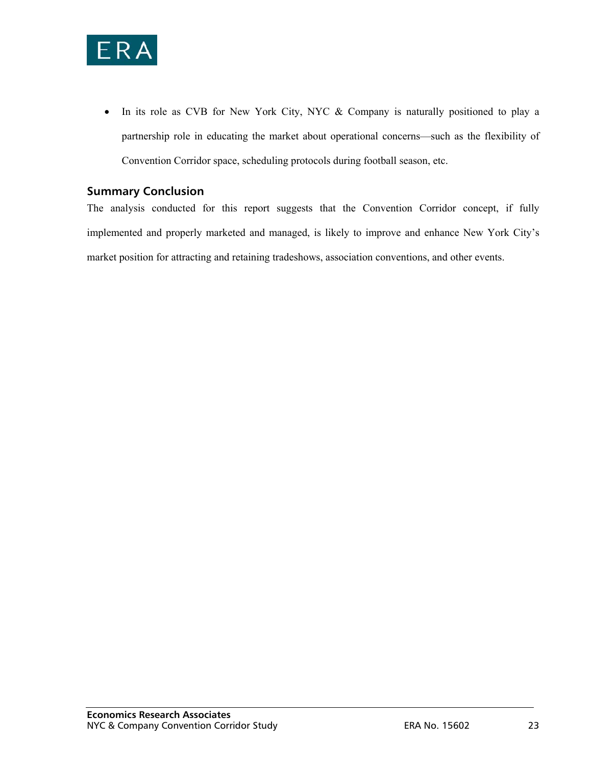- In its role as CVB for New York City, NYC & Company is naturally positioned to play a partnership role in educating the market about operational concerns—such as the flexibility of Convention Corridor space, scheduling protocols during football season, etc.

## Summary Conclusion

The analysis conducted for this report suggests that the Convention Corridor concept, if fully implemented and properly marketed and managed, is likely to improve and enhance New York City's market position for attracting and retaining tradeshows, association conventions, and other events.